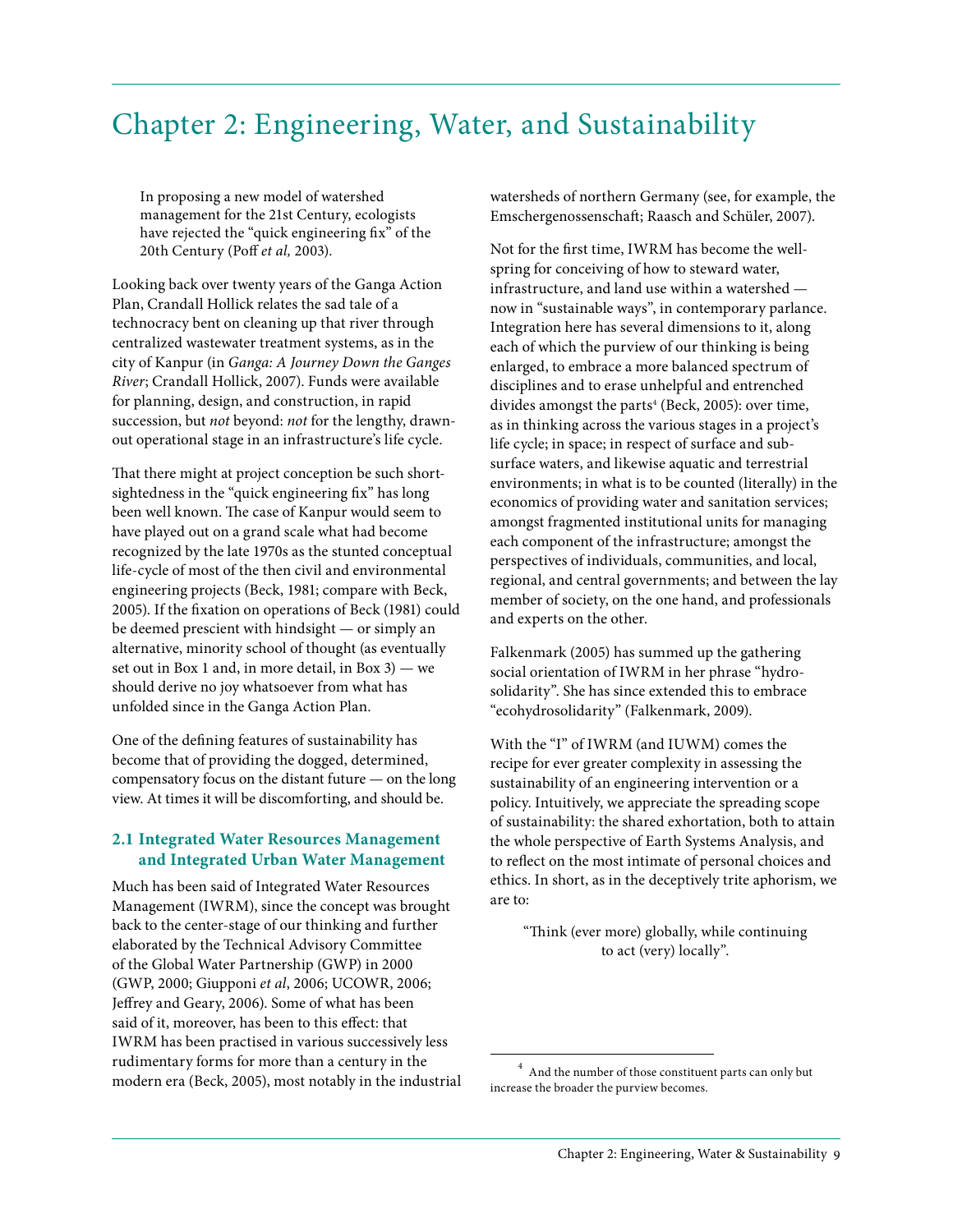# Chapter 2: Engineering, Water, and Sustainability

> In proposing a new model of watershed management for the 21st Century, ecologists have rejected the "quick engineering fix" of the 20th Century (Poff *et al,* 2003).

Looking back over twenty years of the Ganga Action Plan, Crandall Hollick relates the sad tale of a technocracy bent on cleaning up that river through centralized wastewater treatment systems, as in the city of Kanpur (in *Ganga: A Journey Down the Ganges River*; Crandall Hollick, 2007). Funds were available for planning, design, and construction, in rapid succession, but *not* beyond: *not* for the lengthy, drawn-out operational stage in an infrastructure's life cycle.

That there might at project conception be such short-sightedness in the "quick engineering fix" has long been well known. The case of Kanpur would seem to have played out on a grand scale what had become recognized by the late 1970s as the stunted conceptual life-cycle of most of the then civil and environmental engineering projects (Beck, 1981; compare with Beck, 2005). If the fixation on operations of Beck (1981) could be deemed prescient with hindsight — or simply an alternative, minority school of thought (as eventually set out in Box 1 and, in more detail, in Box 3) — we should derive no joy whatsoever from what has unfolded since in the Ganga Action Plan.

One of the defining features of sustainability has become that of providing the dogged, determined, compensatory focus on the distant future — on the long view. At times it will be discomforting, and should be.

## 2.1 Integrated Water Resources Management and Integrated Urban Water Management

Much has been said of Integrated Water Resources Management (IWRM), since the concept was brought back to the center-stage of our thinking and further elaborated by the Technical Advisory Committee of the Global Water Partnership (GWP) in 2000 (GWP, 2000; Giupponi *et al*, 2006; UCOWR, 2006; Jeffrey and Geary, 2006). Some of what has been said of it, moreover, has been to this effect: that IWRM has been practised in various successively less rudimentary forms for more than a century in the modern era (Beck, 2005), most notably in the industrial watersheds of northern Germany (see, for example, the Emschergenossenschaft; Raasch and Schüler, 2007).

Not for the first time, IWRM has become the well-spring for conceiving of how to steward water, infrastructure, and land use within a watershed — now in "sustainable ways", in contemporary parlance. Integration here has several dimensions to it, along each of which the purview of our thinking is being enlarged, to embrace a more balanced spectrum of disciplines and to erase unhelpful and entrenched divides amongst the parts[4] (Beck, 2005): over time, as in thinking across the various stages in a project's life cycle; in space; in respect of surface and sub-surface waters, and likewise aquatic and terrestrial environments; in what is to be counted (literally) in the economics of providing water and sanitation services; amongst fragmented institutional units for managing each component of the infrastructure; amongst the perspectives of individuals, communities, and local, regional, and central governments; and between the lay member of society, on the one hand, and professionals and experts on the other.

Falkenmark (2005) has summed up the gathering social orientation of IWRM in her phrase "hydro-solidarity". She has since extended this to embrace "ecohydrosolidarity" (Falkenmark, 2009).

With the "I" of IWRM (and IUWM) comes the recipe for ever greater complexity in assessing the sustainability of an engineering intervention or a policy. Intuitively, we appreciate the spreading scope of sustainability: the shared exhortation, both to attain the whole perspective of Earth Systems Analysis, and to reflect on the most intimate of personal choices and ethics. In short, as in the deceptively trite aphorism, we are to:

> "Think (ever more) globally, while continuing to act (very) locally".

[4] And the number of those constituent parts can only but increase the broader the purview becomes.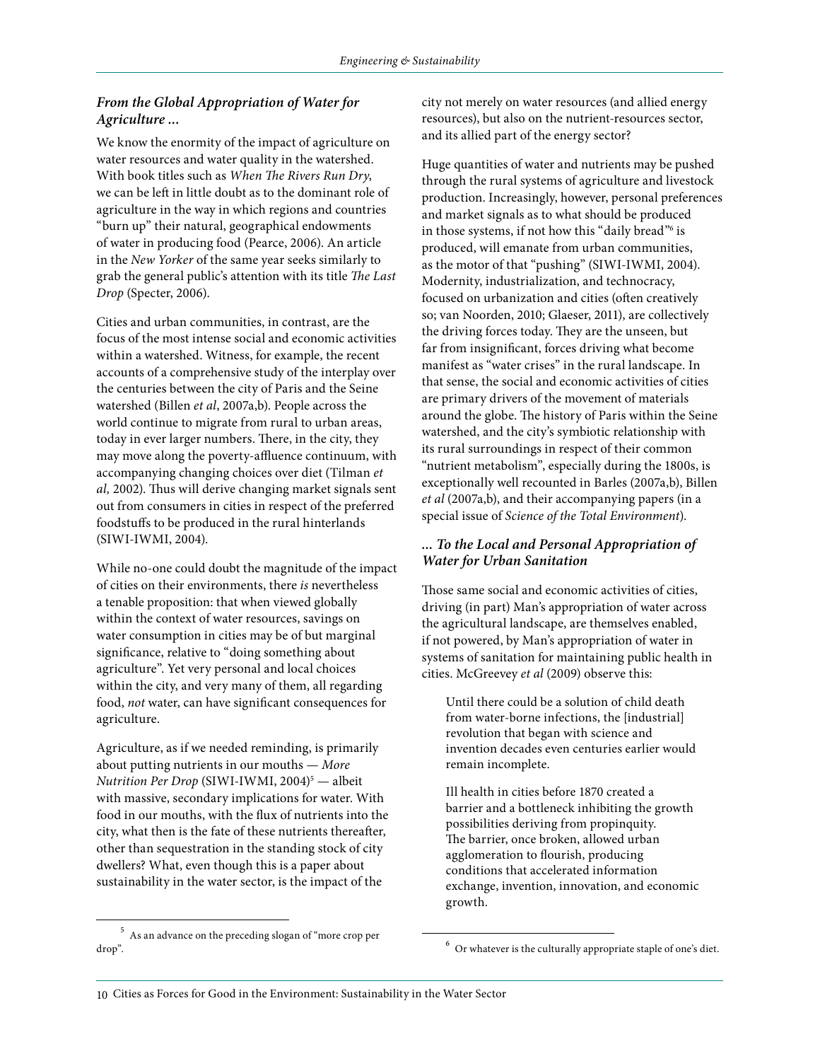### *From the Global Appropriation of Water for Agriculture ...*

We know the enormity of the impact of agriculture on water resources and water quality in the watershed. With book titles such as *When The Rivers Run Dry*, we can be left in little doubt as to the dominant role of agriculture in the way in which regions and countries "burn up" their natural, geographical endowments of water in producing food (Pearce, 2006). An article in the *New Yorker* of the same year seeks similarly to grab the general public's attention with its title *The Last Drop* (Specter, 2006).

Cities and urban communities, in contrast, are the focus of the most intense social and economic activities within a watershed. Witness, for example, the recent accounts of a comprehensive study of the interplay over the centuries between the city of Paris and the Seine watershed (Billen *et al*, 2007a,b). People across the world continue to migrate from rural to urban areas, today in ever larger numbers. There, in the city, they may move along the poverty-affluence continuum, with accompanying changing choices over diet (Tilman *et al,* 2002). Thus will derive changing market signals sent out from consumers in cities in respect of the preferred foodstuffs to be produced in the rural hinterlands (SIWI-IWMI, 2004).

While no-one could doubt the magnitude of the impact of cities on their environments, there *is* nevertheless a tenable proposition: that when viewed globally within the context of water resources, savings on water consumption in cities may be of but marginal significance, relative to "doing something about agriculture". Yet very personal and local choices within the city, and very many of them, all regarding food, *not* water, can have significant consequences for agriculture.

Agriculture, as if we needed reminding, is primarily about putting nutrients in our mouths — *More Nutrition Per Drop* (SIWI-IWMI, 2004)[5] — albeit with massive, secondary implications for water. With food in our mouths, with the flux of nutrients into the city, what then is the fate of these nutrients thereafter, other than sequestration in the standing stock of city dwellers? What, even though this is a paper about sustainability in the water sector, is the impact of the city not merely on water resources (and allied energy resources), but also on the nutrient-resources sector, and its allied part of the energy sector?

Huge quantities of water and nutrients may be pushed through the rural systems of agriculture and livestock production. Increasingly, however, personal preferences and market signals as to what should be produced in those systems, if not how this "daily bread"[6] is produced, will emanate from urban communities, as the motor of that "pushing" (SIWI-IWMI, 2004). Modernity, industrialization, and technocracy, focused on urbanization and cities (often creatively so; van Noorden, 2010; Glaeser, 2011), are collectively the driving forces today. They are the unseen, but far from insignificant, forces driving what become manifest as "water crises" in the rural landscape. In that sense, the social and economic activities of cities are primary drivers of the movement of materials around the globe. The history of Paris within the Seine watershed, and the city's symbiotic relationship with its rural surroundings in respect of their common "nutrient metabolism", especially during the 1800s, is exceptionally well recounted in Barles (2007a,b), Billen *et al* (2007a,b), and their accompanying papers (in a special issue of *Science of the Total Environment*).

### *... To the Local and Personal Appropriation of Water for Urban Sanitation*

Those same social and economic activities of cities, driving (in part) Man's appropriation of water across the agricultural landscape, are themselves enabled, if not powered, by Man's appropriation of water in systems of sanitation for maintaining public health in cities. McGreevey *et al* (2009) observe this:

> Until there could be a solution of child death from water-borne infections, the [industrial] revolution that began with science and invention decades even centuries earlier would remain incomplete.
>
> Ill health in cities before 1870 created a barrier and a bottleneck inhibiting the growth possibilities deriving from propinquity. The barrier, once broken, allowed urban agglomeration to flourish, producing conditions that accelerated information exchange, invention, innovation, and economic growth.

---

[5] As an advance on the preceding slogan of "more crop per drop".

[6] Or whatever is the culturally appropriate staple of one's diet.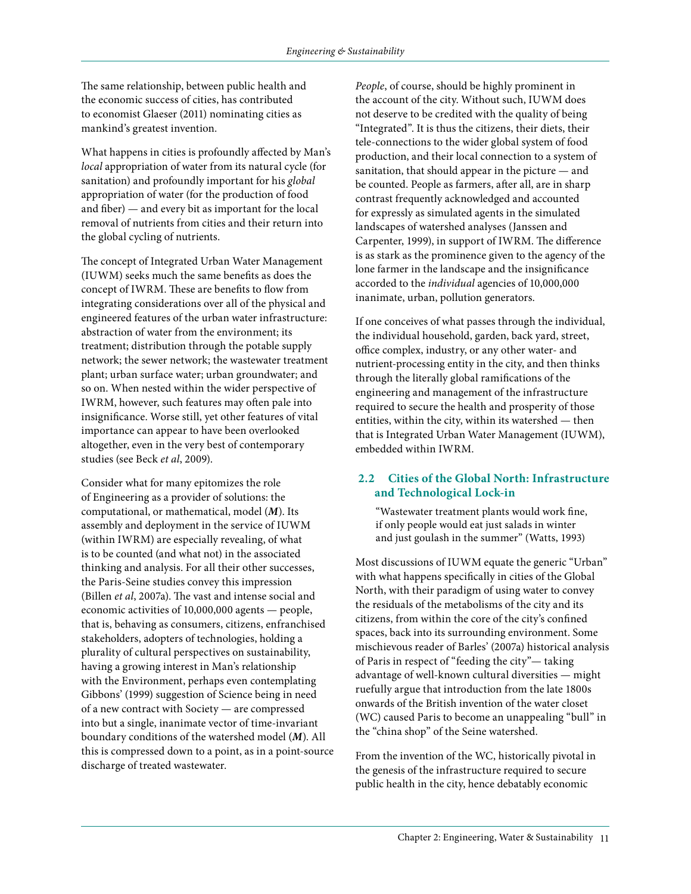The same relationship, between public health and the economic success of cities, has contributed to economist Glaeser (2011) nominating cities as mankind's greatest invention.

What happens in cities is profoundly affected by Man's *local* appropriation of water from its natural cycle (for sanitation) and profoundly important for his *global* appropriation of water (for the production of food and fiber) — and every bit as important for the local removal of nutrients from cities and their return into the global cycling of nutrients.

The concept of Integrated Urban Water Management (IUWM) seeks much the same benefits as does the concept of IWRM. These are benefits to flow from integrating considerations over all of the physical and engineered features of the urban water infrastructure: abstraction of water from the environment; its treatment; distribution through the potable supply network; the sewer network; the wastewater treatment plant; urban surface water; urban groundwater; and so on. When nested within the wider perspective of IWRM, however, such features may often pale into insignificance. Worse still, yet other features of vital importance can appear to have been overlooked altogether, even in the very best of contemporary studies (see Beck *et al*, 2009).

Consider what for many epitomizes the role of Engineering as a provider of solutions: the computational, or mathematical, model (***M***). Its assembly and deployment in the service of IUWM (within IWRM) are especially revealing, of what is to be counted (and what not) in the associated thinking and analysis. For all their other successes, the Paris-Seine studies convey this impression (Billen *et al*, 2007a). The vast and intense social and economic activities of 10,000,000 agents — people, that is, behaving as consumers, citizens, enfranchised stakeholders, adopters of technologies, holding a plurality of cultural perspectives on sustainability, having a growing interest in Man's relationship with the Environment, perhaps even contemplating Gibbons' (1999) suggestion of Science being in need of a new contract with Society — are compressed into but a single, inanimate vector of time-invariant boundary conditions of the watershed model (***M***). All this is compressed down to a point, as in a point-source discharge of treated wastewater.

*People*, of course, should be highly prominent in the account of the city. Without such, IUWM does not deserve to be credited with the quality of being "Integrated". It is thus the citizens, their diets, their tele-connections to the wider global system of food production, and their local connection to a system of sanitation, that should appear in the picture — and be counted. People as farmers, after all, are in sharp contrast frequently acknowledged and accounted for expressly as simulated agents in the simulated landscapes of watershed analyses (Janssen and Carpenter, 1999), in support of IWRM. The difference is as stark as the prominence given to the agency of the lone farmer in the landscape and the insignificance accorded to the *individual* agencies of 10,000,000 inanimate, urban, pollution generators.

If one conceives of what passes through the individual, the individual household, garden, back yard, street, office complex, industry, or any other water- and nutrient-processing entity in the city, and then thinks through the literally global ramifications of the engineering and management of the infrastructure required to secure the health and prosperity of those entities, within the city, within its watershed — then that is Integrated Urban Water Management (IUWM), embedded within IWRM.

## 2.2 Cities of the Global North: Infrastructure and Technological Lock-in

> "Wastewater treatment plants would work fine, if only people would eat just salads in winter and just goulash in the summer" (Watts, 1993)

Most discussions of IUWM equate the generic "Urban" with what happens specifically in cities of the Global North, with their paradigm of using water to convey the residuals of the metabolisms of the city and its citizens, from within the core of the city's confined spaces, back into its surrounding environment. Some mischievous reader of Barles' (2007a) historical analysis of Paris in respect of "feeding the city"— taking advantage of well-known cultural diversities — might ruefully argue that introduction from the late 1800s onwards of the British invention of the water closet (WC) caused Paris to become an unappealing "bull" in the "china shop" of the Seine watershed.

From the invention of the WC, historically pivotal in the genesis of the infrastructure required to secure public health in the city, hence debatably economic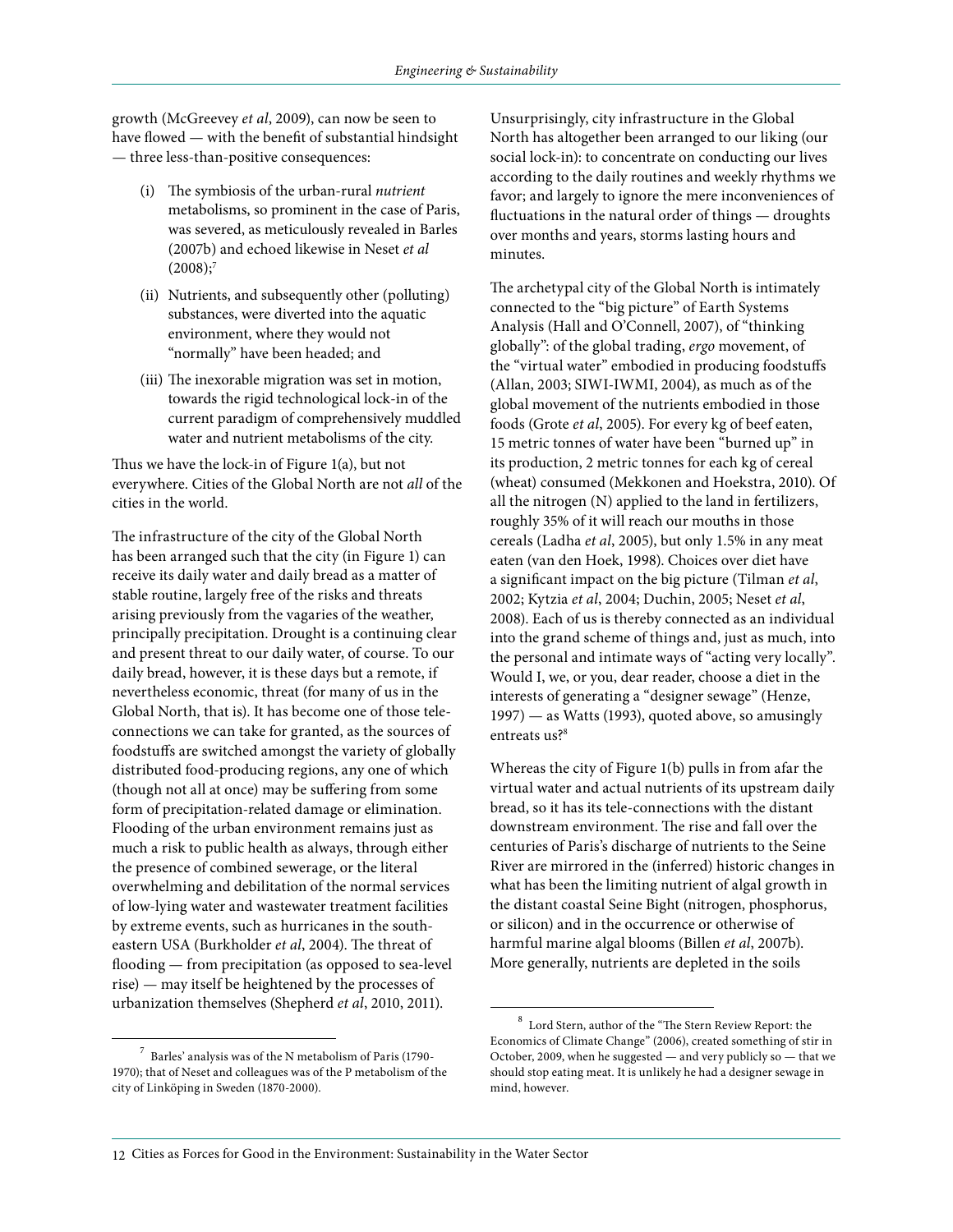growth (McGreevey *et al*, 2009), can now be seen to have flowed — with the benefit of substantial hindsight — three less-than-positive consequences:

(i) The symbiosis of the urban-rural *nutrient* metabolisms, so prominent in the case of Paris, was severed, as meticulously revealed in Barles (2007b) and echoed likewise in Neset *et al* (2008);[7]

(ii) Nutrients, and subsequently other (polluting) substances, were diverted into the aquatic environment, where they would not "normally" have been headed; and

(iii) The inexorable migration was set in motion, towards the rigid technological lock-in of the current paradigm of comprehensively muddled water and nutrient metabolisms of the city.

Thus we have the lock-in of Figure 1(a), but not everywhere. Cities of the Global North are not *all* of the cities in the world.

The infrastructure of the city of the Global North has been arranged such that the city (in Figure 1) can receive its daily water and daily bread as a matter of stable routine, largely free of the risks and threats arising previously from the vagaries of the weather, principally precipitation. Drought is a continuing clear and present threat to our daily water, of course. To our daily bread, however, it is these days but a remote, if nevertheless economic, threat (for many of us in the Global North, that is). It has become one of those tele-connections we can take for granted, as the sources of foodstuffs are switched amongst the variety of globally distributed food-producing regions, any one of which (though not all at once) may be suffering from some form of precipitation-related damage or elimination. Flooding of the urban environment remains just as much a risk to public health as always, through either the presence of combined sewerage, or the literal overwhelming and debilitation of the normal services of low-lying water and wastewater treatment facilities by extreme events, such as hurricanes in the south-eastern USA (Burkholder *et al*, 2004). The threat of flooding — from precipitation (as opposed to sea-level rise) — may itself be heightened by the processes of urbanization themselves (Shepherd *et al*, 2010, 2011).

Unsurprisingly, city infrastructure in the Global North has altogether been arranged to our liking (our social lock-in): to concentrate on conducting our lives according to the daily routines and weekly rhythms we favor; and largely to ignore the mere inconveniences of fluctuations in the natural order of things — droughts over months and years, storms lasting hours and minutes.

The archetypal city of the Global North is intimately connected to the "big picture" of Earth Systems Analysis (Hall and O'Connell, 2007), of "thinking globally": of the global trading, *ergo* movement, of the "virtual water" embodied in producing foodstuffs (Allan, 2003; SIWI-IWMI, 2004), as much as of the global movement of the nutrients embodied in those foods (Grote *et al*, 2005). For every kg of beef eaten, 15 metric tonnes of water have been "burned up" in its production, 2 metric tonnes for each kg of cereal (wheat) consumed (Mekkonen and Hoekstra, 2010). Of all the nitrogen (N) applied to the land in fertilizers, roughly 35% of it will reach our mouths in those cereals (Ladha *et al*, 2005), but only 1.5% in any meat eaten (van den Hoek, 1998). Choices over diet have a significant impact on the big picture (Tilman *et al*, 2002; Kytzia *et al*, 2004; Duchin, 2005; Neset *et al*, 2008). Each of us is thereby connected as an individual into the grand scheme of things and, just as much, into the personal and intimate ways of "acting very locally". Would I, we, or you, dear reader, choose a diet in the interests of generating a "designer sewage" (Henze, 1997) — as Watts (1993), quoted above, so amusingly entreats us?[8]

Whereas the city of Figure 1(b) pulls in from afar the virtual water and actual nutrients of its upstream daily bread, so it has its tele-connections with the distant downstream environment. The rise and fall over the centuries of Paris's discharge of nutrients to the Seine River are mirrored in the (inferred) historic changes in what has been the limiting nutrient of algal growth in the distant coastal Seine Bight (nitrogen, phosphorus, or silicon) and in the occurrence or otherwise of harmful marine algal blooms (Billen *et al*, 2007b). More generally, nutrients are depleted in the soils

[7] Barles' analysis was of the N metabolism of Paris (1790-1970); that of Neset and colleagues was of the P metabolism of the city of Linköping in Sweden (1870-2000).

[8] Lord Stern, author of the "The Stern Review Report: the Economics of Climate Change" (2006), created something of stir in October, 2009, when he suggested — and very publicly so — that we should stop eating meat. It is unlikely he had a designer sewage in mind, however.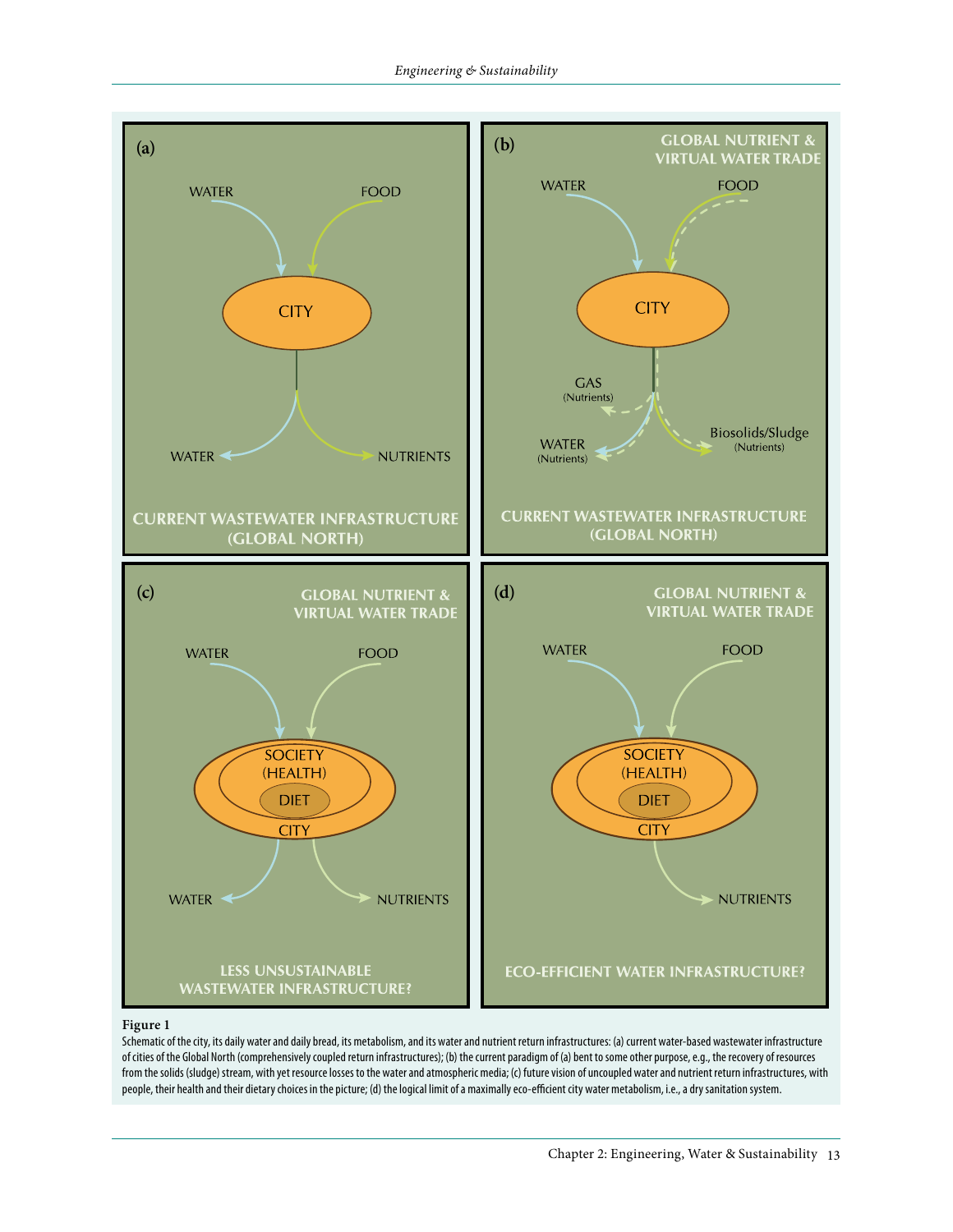**Figure 1**

Schematic of the city, its daily water and daily bread, its metabolism, and its water and nutrient return infrastructures: (a) current water-based wastewater infrastructure of cities of the Global North (comprehensively coupled return infrastructures); (b) the current paradigm of (a) bent to some other purpose, e.g., the recovery of resources from the solids (sludge) stream, with yet resource losses to the water and atmospheric media; (c) future vision of uncoupled water and nutrient return infrastructures, with people, their health and their dietary choices in the picture; (d) the logical limit of a maximally eco-efficient city water metabolism, i.e., a dry sanitation system.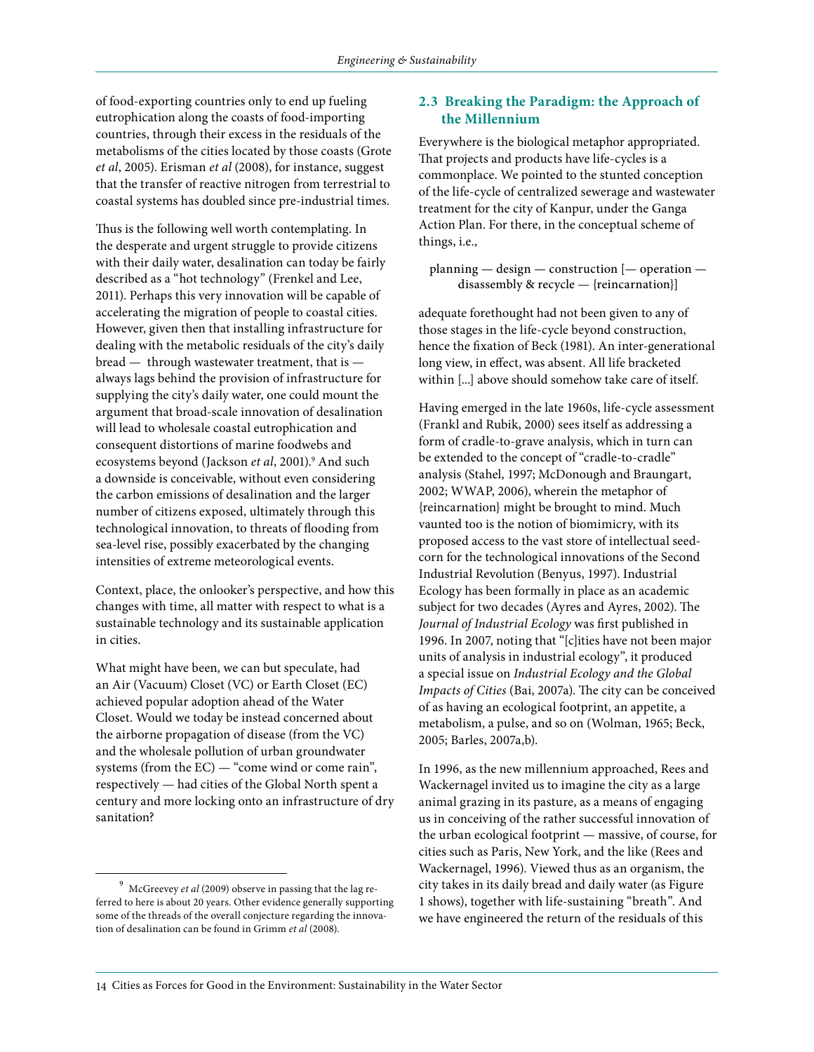of food-exporting countries only to end up fueling eutrophication along the coasts of food-importing countries, through their excess in the residuals of the metabolisms of the cities located by those coasts (Grote *et al*, 2005). Erisman *et al* (2008), for instance, suggest that the transfer of reactive nitrogen from terrestrial to coastal systems has doubled since pre-industrial times.

Thus is the following well worth contemplating. In the desperate and urgent struggle to provide citizens with their daily water, desalination can today be fairly described as a "hot technology" (Frenkel and Lee, 2011). Perhaps this very innovation will be capable of accelerating the migration of people to coastal cities. However, given then that installing infrastructure for dealing with the metabolic residuals of the city's daily bread — through wastewater treatment, that is — always lags behind the provision of infrastructure for supplying the city's daily water, one could mount the argument that broad-scale innovation of desalination will lead to wholesale coastal eutrophication and consequent distortions of marine foodwebs and ecosystems beyond (Jackson *et al*, 2001).[9] And such a downside is conceivable, without even considering the carbon emissions of desalination and the larger number of citizens exposed, ultimately through this technological innovation, to threats of flooding from sea-level rise, possibly exacerbated by the changing intensities of extreme meteorological events.

Context, place, the onlooker's perspective, and how this changes with time, all matter with respect to what is a sustainable technology and its sustainable application in cities.

What might have been, we can but speculate, had an Air (Vacuum) Closet (VC) or Earth Closet (EC) achieved popular adoption ahead of the Water Closet. Would we today be instead concerned about the airborne propagation of disease (from the VC) and the wholesale pollution of urban groundwater systems (from the EC) — "come wind or come rain", respectively — had cities of the Global North spent a century and more locking onto an infrastructure of dry sanitation?

[9] McGreevey *et al* (2009) observe in passing that the lag referred to here is about 20 years. Other evidence generally supporting some of the threads of the overall conjecture regarding the innovation of desalination can be found in Grimm *et al* (2008).

## 2.3 Breaking the Paradigm: the Approach of the Millennium

Everywhere is the biological metaphor appropriated. That projects and products have life-cycles is a commonplace. We pointed to the stunted conception of the life-cycle of centralized sewerage and wastewater treatment for the city of Kanpur, under the Ganga Action Plan. For there, in the conceptual scheme of things, i.e.,

planning — design — construction [— operation — disassembly & recycle — {reincarnation}]

adequate forethought had not been given to any of those stages in the life-cycle beyond construction, hence the fixation of Beck (1981). An inter-generational long view, in effect, was absent. All life bracketed within [...] above should somehow take care of itself.

Having emerged in the late 1960s, life-cycle assessment (Frankl and Rubik, 2000) sees itself as addressing a form of cradle-to-grave analysis, which in turn can be extended to the concept of "cradle-to-cradle" analysis (Stahel, 1997; McDonough and Braungart, 2002; WWAP, 2006), wherein the metaphor of {reincarnation} might be brought to mind. Much vaunted too is the notion of biomimicry, with its proposed access to the vast store of intellectual seed-corn for the technological innovations of the Second Industrial Revolution (Benyus, 1997). Industrial Ecology has been formally in place as an academic subject for two decades (Ayres and Ayres, 2002). The *Journal of Industrial Ecology* was first published in 1996. In 2007, noting that "[c]ities have not been major units of analysis in industrial ecology", it produced a special issue on *Industrial Ecology and the Global Impacts of Cities* (Bai, 2007a). The city can be conceived of as having an ecological footprint, an appetite, a metabolism, a pulse, and so on (Wolman, 1965; Beck, 2005; Barles, 2007a,b).

In 1996, as the new millennium approached, Rees and Wackernagel invited us to imagine the city as a large animal grazing in its pasture, as a means of engaging us in conceiving of the rather successful innovation of the urban ecological footprint — massive, of course, for cities such as Paris, New York, and the like (Rees and Wackernagel, 1996). Viewed thus as an organism, the city takes in its daily bread and daily water (as Figure 1 shows), together with life-sustaining "breath". And we have engineered the return of the residuals of this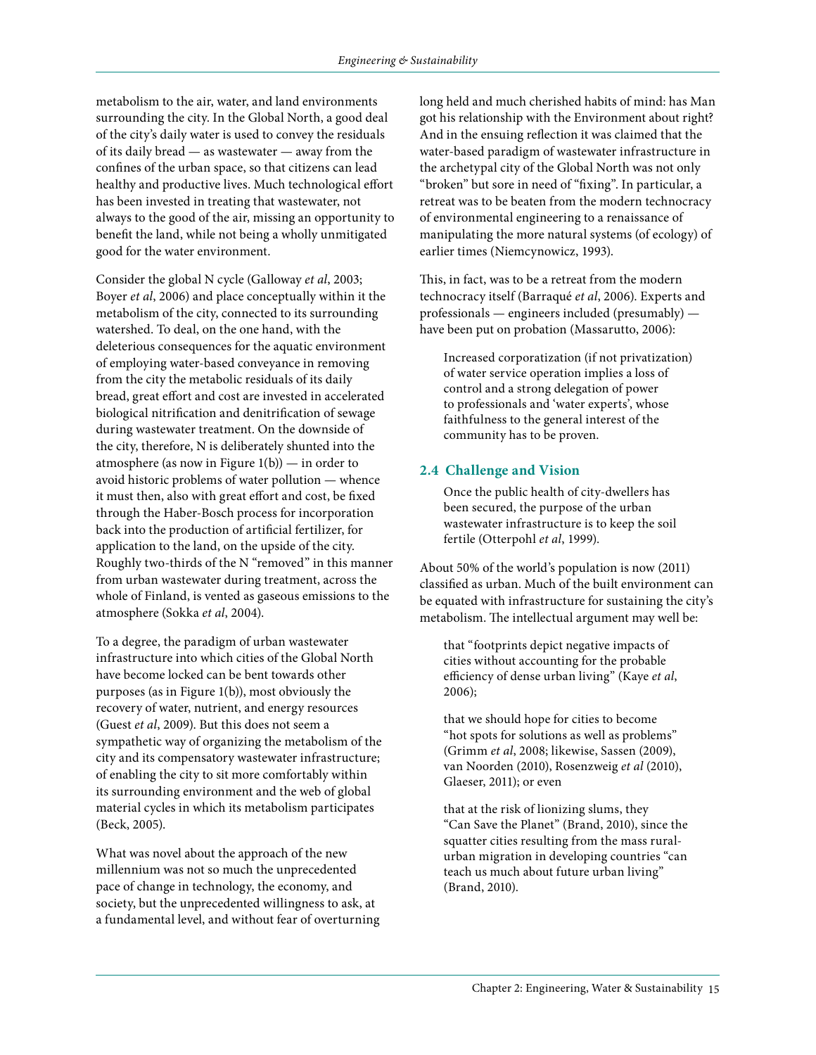metabolism to the air, water, and land environments surrounding the city. In the Global North, a good deal of the city's daily water is used to convey the residuals of its daily bread — as wastewater — away from the confines of the urban space, so that citizens can lead healthy and productive lives. Much technological effort has been invested in treating that wastewater, not always to the good of the air, missing an opportunity to benefit the land, while not being a wholly unmitigated good for the water environment.

Consider the global N cycle (Galloway *et al*, 2003; Boyer *et al*, 2006) and place conceptually within it the metabolism of the city, connected to its surrounding watershed. To deal, on the one hand, with the deleterious consequences for the aquatic environment of employing water-based conveyance in removing from the city the metabolic residuals of its daily bread, great effort and cost are invested in accelerated biological nitrification and denitrification of sewage during wastewater treatment. On the downside of the city, therefore, N is deliberately shunted into the atmosphere (as now in Figure 1(b)) — in order to avoid historic problems of water pollution — whence it must then, also with great effort and cost, be fixed through the Haber-Bosch process for incorporation back into the production of artificial fertilizer, for application to the land, on the upside of the city. Roughly two-thirds of the N "removed" in this manner from urban wastewater during treatment, across the whole of Finland, is vented as gaseous emissions to the atmosphere (Sokka *et al*, 2004).

To a degree, the paradigm of urban wastewater infrastructure into which cities of the Global North have become locked can be bent towards other purposes (as in Figure 1(b)), most obviously the recovery of water, nutrient, and energy resources (Guest *et al*, 2009). But this does not seem a sympathetic way of organizing the metabolism of the city and its compensatory wastewater infrastructure; of enabling the city to sit more comfortably within its surrounding environment and the web of global material cycles in which its metabolism participates (Beck, 2005).

What was novel about the approach of the new millennium was not so much the unprecedented pace of change in technology, the economy, and society, but the unprecedented willingness to ask, at a fundamental level, and without fear of overturning long held and much cherished habits of mind: has Man got his relationship with the Environment about right? And in the ensuing reflection it was claimed that the water-based paradigm of wastewater infrastructure in the archetypal city of the Global North was not only "broken" but sore in need of "fixing". In particular, a retreat was to be beaten from the modern technocracy of environmental engineering to a renaissance of manipulating the more natural systems (of ecology) of earlier times (Niemcynowicz, 1993).

This, in fact, was to be a retreat from the modern technocracy itself (Barraqué *et al*, 2006). Experts and professionals — engineers included (presumably) — have been put on probation (Massarutto, 2006):

> Increased corporatization (if not privatization) of water service operation implies a loss of control and a strong delegation of power to professionals and 'water experts', whose faithfulness to the general interest of the community has to be proven.

## 2.4 Challenge and Vision

> Once the public health of city-dwellers has been secured, the purpose of the urban wastewater infrastructure is to keep the soil fertile (Otterpohl *et al*, 1999).

About 50% of the world's population is now (2011) classified as urban. Much of the built environment can be equated with infrastructure for sustaining the city's metabolism. The intellectual argument may well be:

> that "footprints depict negative impacts of cities without accounting for the probable efficiency of dense urban living" (Kaye *et al*, 2006);
>
> that we should hope for cities to become "hot spots for solutions as well as problems" (Grimm *et al*, 2008; likewise, Sassen (2009), van Noorden (2010), Rosenzweig *et al* (2010), Glaeser, 2011); or even
>
> that at the risk of lionizing slums, they "Can Save the Planet" (Brand, 2010), since the squatter cities resulting from the mass rural-urban migration in developing countries "can teach us much about future urban living" (Brand, 2010).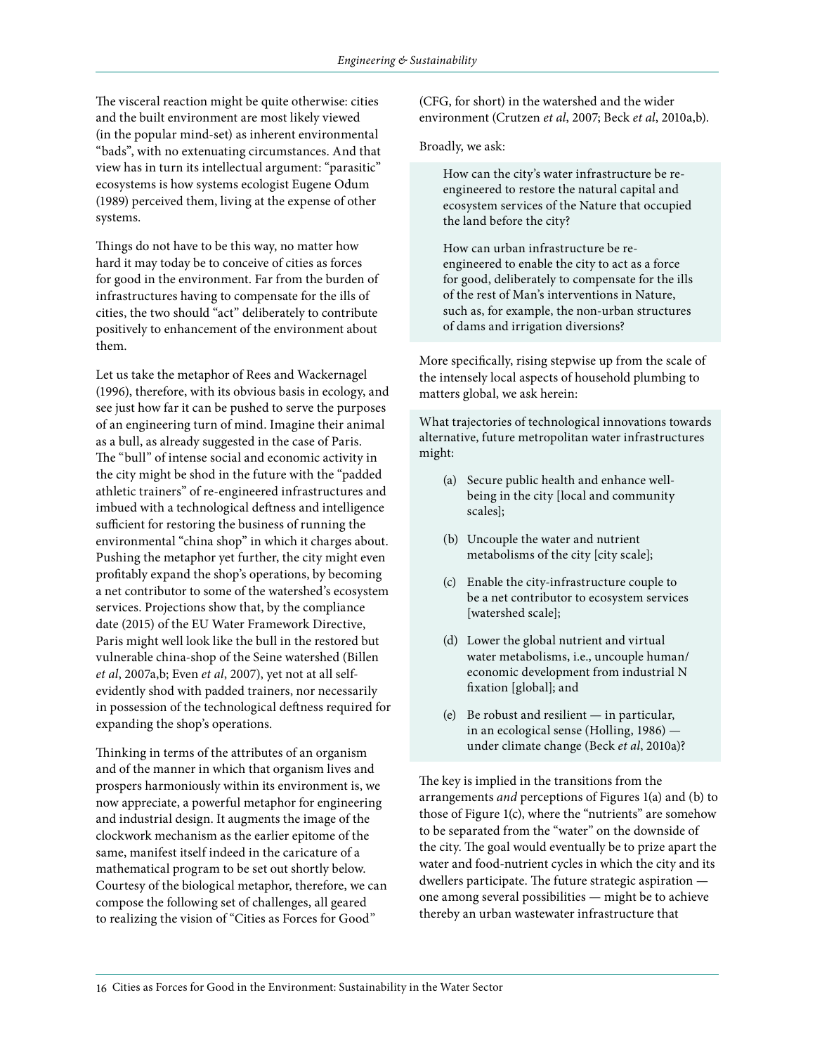The visceral reaction might be quite otherwise: cities and the built environment are most likely viewed (in the popular mind-set) as inherent environmental "bads", with no extenuating circumstances. And that view has in turn its intellectual argument: "parasitic" ecosystems is how systems ecologist Eugene Odum (1989) perceived them, living at the expense of other systems.

Things do not have to be this way, no matter how hard it may today be to conceive of cities as forces for good in the environment. Far from the burden of infrastructures having to compensate for the ills of cities, the two should "act" deliberately to contribute positively to enhancement of the environment about them.

Let us take the metaphor of Rees and Wackernagel (1996), therefore, with its obvious basis in ecology, and see just how far it can be pushed to serve the purposes of an engineering turn of mind. Imagine their animal as a bull, as already suggested in the case of Paris. The "bull" of intense social and economic activity in the city might be shod in the future with the "padded athletic trainers" of re-engineered infrastructures and imbued with a technological deftness and intelligence sufficient for restoring the business of running the environmental "china shop" in which it charges about. Pushing the metaphor yet further, the city might even profitably expand the shop's operations, by becoming a net contributor to some of the watershed's ecosystem services. Projections show that, by the compliance date (2015) of the EU Water Framework Directive, Paris might well look like the bull in the restored but vulnerable china-shop of the Seine watershed (Billen *et al*, 2007a,b; Even *et al*, 2007), yet not at all self-evidently shod with padded trainers, nor necessarily in possession of the technological deftness required for expanding the shop's operations.

Thinking in terms of the attributes of an organism and of the manner in which that organism lives and prospers harmoniously within its environment is, we now appreciate, a powerful metaphor for engineering and industrial design. It augments the image of the clockwork mechanism as the earlier epitome of the same, manifest itself indeed in the caricature of a mathematical program to be set out shortly below. Courtesy of the biological metaphor, therefore, we can compose the following set of challenges, all geared to realizing the vision of "Cities as Forces for Good" (CFG, for short) in the watershed and the wider environment (Crutzen *et al*, 2007; Beck *et al*, 2010a,b).

Broadly, we ask:

> How can the city's water infrastructure be re-engineered to restore the natural capital and ecosystem services of the Nature that occupied the land before the city?
>
> How can urban infrastructure be re-engineered to enable the city to act as a force for good, deliberately to compensate for the ills of the rest of Man's interventions in Nature, such as, for example, the non-urban structures of dams and irrigation diversions?

More specifically, rising stepwise up from the scale of the intensely local aspects of household plumbing to matters global, we ask herein:

> What trajectories of technological innovations towards alternative, future metropolitan water infrastructures might:
>
> (a) Secure public health and enhance well-being in the city [local and community scales];
>
> (b) Uncouple the water and nutrient metabolisms of the city [city scale];
>
> (c) Enable the city-infrastructure couple to be a net contributor to ecosystem services [watershed scale];
>
> (d) Lower the global nutrient and virtual water metabolisms, i.e., uncouple human/economic development from industrial N fixation [global]; and
>
> (e) Be robust and resilient — in particular, in an ecological sense (Holling, 1986) — under climate change (Beck *et al*, 2010a)?

The key is implied in the transitions from the arrangements *and* perceptions of Figures 1(a) and (b) to those of Figure 1(c), where the "nutrients" are somehow to be separated from the "water" on the downside of the city. The goal would eventually be to prize apart the water and food-nutrient cycles in which the city and its dwellers participate. The future strategic aspiration — one among several possibilities — might be to achieve thereby an urban wastewater infrastructure that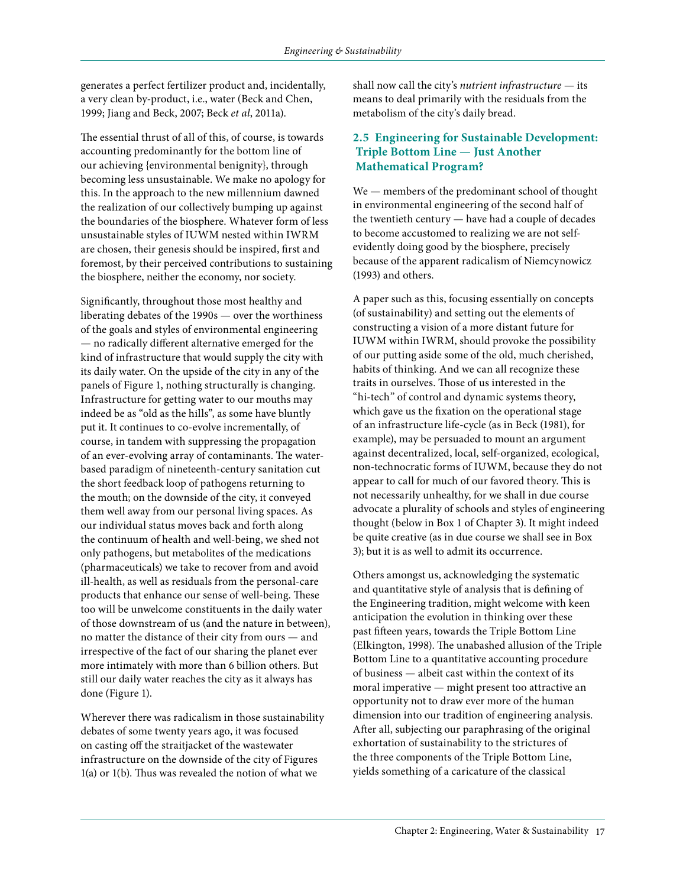generates a perfect fertilizer product and, incidentally, a very clean by-product, i.e., water (Beck and Chen, 1999; Jiang and Beck, 2007; Beck *et al*, 2011a).

The essential thrust of all of this, of course, is towards accounting predominantly for the bottom line of our achieving {environmental benignity}, through becoming less unsustainable. We make no apology for this. In the approach to the new millennium dawned the realization of our collectively bumping up against the boundaries of the biosphere. Whatever form of less unsustainable styles of IUWM nested within IWRM are chosen, their genesis should be inspired, first and foremost, by their perceived contributions to sustaining the biosphere, neither the economy, nor society.

Significantly, throughout those most healthy and liberating debates of the 1990s — over the worthiness of the goals and styles of environmental engineering — no radically different alternative emerged for the kind of infrastructure that would supply the city with its daily water. On the upside of the city in any of the panels of Figure 1, nothing structurally is changing. Infrastructure for getting water to our mouths may indeed be as "old as the hills", as some have bluntly put it. It continues to co-evolve incrementally, of course, in tandem with suppressing the propagation of an ever-evolving array of contaminants. The water-based paradigm of nineteenth-century sanitation cut the short feedback loop of pathogens returning to the mouth; on the downside of the city, it conveyed them well away from our personal living spaces. As our individual status moves back and forth along the continuum of health and well-being, we shed not only pathogens, but metabolites of the medications (pharmaceuticals) we take to recover from and avoid ill-health, as well as residuals from the personal-care products that enhance our sense of well-being. These too will be unwelcome constituents in the daily water of those downstream of us (and the nature in between), no matter the distance of their city from ours — and irrespective of the fact of our sharing the planet ever more intimately with more than 6 billion others. But still our daily water reaches the city as it always has done (Figure 1).

Wherever there was radicalism in those sustainability debates of some twenty years ago, it was focused on casting off the straitjacket of the wastewater infrastructure on the downside of the city of Figures 1(a) or 1(b). Thus was revealed the notion of what we shall now call the city's *nutrient infrastructure* — its means to deal primarily with the residuals from the metabolism of the city's daily bread.

### 2.5 Engineering for Sustainable Development: Triple Bottom Line — Just Another Mathematical Program?

We — members of the predominant school of thought in environmental engineering of the second half of the twentieth century — have had a couple of decades to become accustomed to realizing we are not self-evidently doing good by the biosphere, precisely because of the apparent radicalism of Niemcynowicz (1993) and others.

A paper such as this, focusing essentially on concepts (of sustainability) and setting out the elements of constructing a vision of a more distant future for IUWM within IWRM, should provoke the possibility of our putting aside some of the old, much cherished, habits of thinking. And we can all recognize these traits in ourselves. Those of us interested in the "hi-tech" of control and dynamic systems theory, which gave us the fixation on the operational stage of an infrastructure life-cycle (as in Beck (1981), for example), may be persuaded to mount an argument against decentralized, local, self-organized, ecological, non-technocratic forms of IUWM, because they do not appear to call for much of our favored theory. This is not necessarily unhealthy, for we shall in due course advocate a plurality of schools and styles of engineering thought (below in Box 1 of Chapter 3). It might indeed be quite creative (as in due course we shall see in Box 3); but it is as well to admit its occurrence.

Others amongst us, acknowledging the systematic and quantitative style of analysis that is defining of the Engineering tradition, might welcome with keen anticipation the evolution in thinking over these past fifteen years, towards the Triple Bottom Line (Elkington, 1998). The unabashed allusion of the Triple Bottom Line to a quantitative accounting procedure of business — albeit cast within the context of its moral imperative — might present too attractive an opportunity not to draw ever more of the human dimension into our tradition of engineering analysis. After all, subjecting our paraphrasing of the original exhortation of sustainability to the strictures of the three components of the Triple Bottom Line, yields something of a caricature of the classical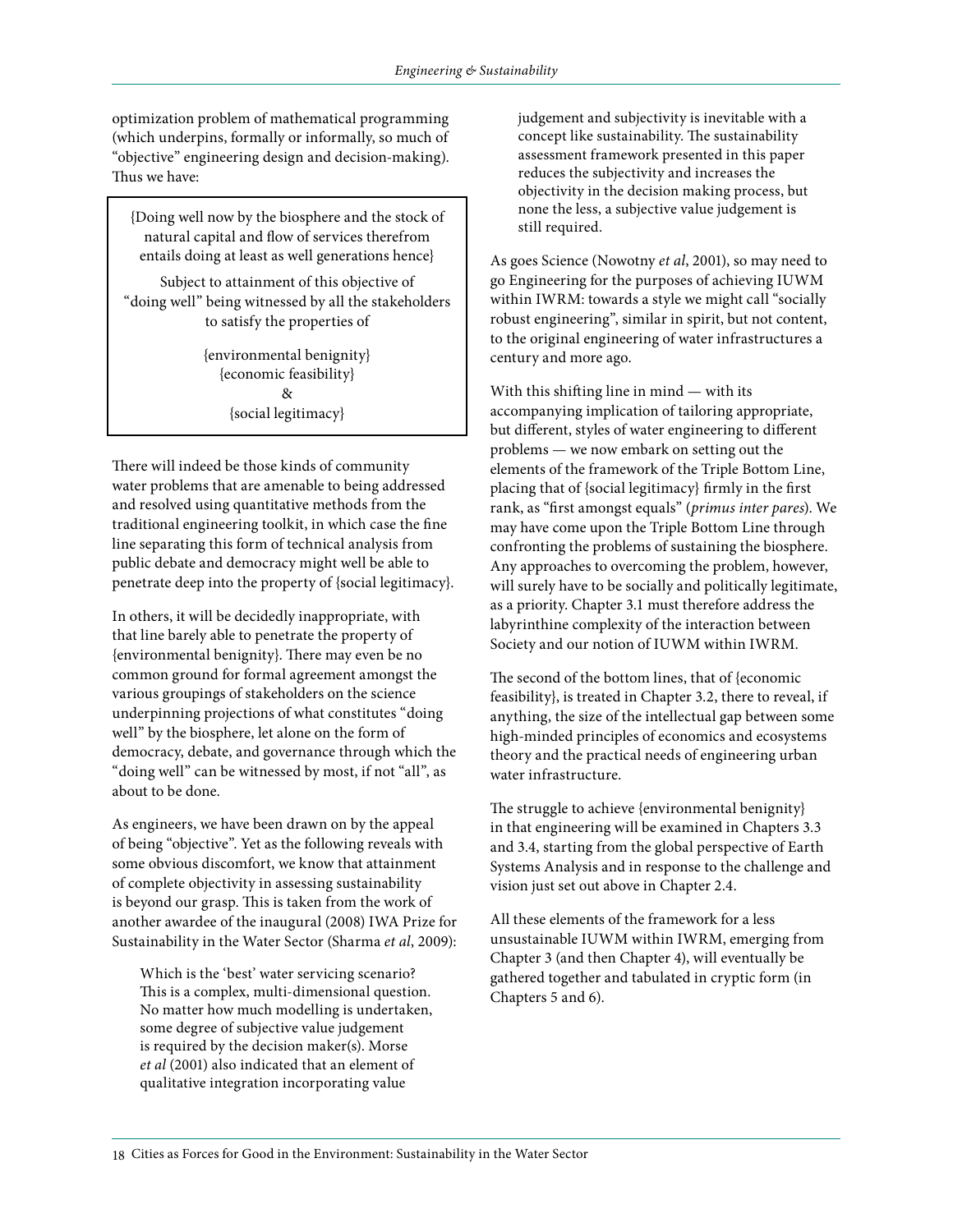optimization problem of mathematical programming (which underpins, formally or informally, so much of "objective" engineering design and decision-making). Thus we have:

> {Doing well now by the biosphere and the stock of natural capital and flow of services therefrom entails doing at least as well generations hence}
>
> Subject to attainment of this objective of "doing well" being witnessed by all the stakeholders to satisfy the properties of
>
> {environmental benignity}
> {economic feasibility}
> &
> {social legitimacy}

There will indeed be those kinds of community water problems that are amenable to being addressed and resolved using quantitative methods from the traditional engineering toolkit, in which case the fine line separating this form of technical analysis from public debate and democracy might well be able to penetrate deep into the property of {social legitimacy}.

In others, it will be decidedly inappropriate, with that line barely able to penetrate the property of {environmental benignity}. There may even be no common ground for formal agreement amongst the various groupings of stakeholders on the science underpinning projections of what constitutes "doing well" by the biosphere, let alone on the form of democracy, debate, and governance through which the "doing well" can be witnessed by most, if not "all", as about to be done.

As engineers, we have been drawn on by the appeal of being "objective". Yet as the following reveals with some obvious discomfort, we know that attainment of complete objectivity in assessing sustainability is beyond our grasp. This is taken from the work of another awardee of the inaugural (2008) IWA Prize for Sustainability in the Water Sector (Sharma *et al*, 2009):

> Which is the 'best' water servicing scenario? This is a complex, multi-dimensional question. No matter how much modelling is undertaken, some degree of subjective value judgement is required by the decision maker(s). Morse *et al* (2001) also indicated that an element of qualitative integration incorporating value judgement and subjectivity is inevitable with a concept like sustainability. The sustainability assessment framework presented in this paper reduces the subjectivity and increases the objectivity in the decision making process, but none the less, a subjective value judgement is still required.

As goes Science (Nowotny *et al*, 2001), so may need to go Engineering for the purposes of achieving IUWM within IWRM: towards a style we might call "socially robust engineering", similar in spirit, but not content, to the original engineering of water infrastructures a century and more ago.

With this shifting line in mind — with its accompanying implication of tailoring appropriate, but different, styles of water engineering to different problems — we now embark on setting out the elements of the framework of the Triple Bottom Line, placing that of {social legitimacy} firmly in the first rank, as "first amongst equals" (*primus inter pares*). We may have come upon the Triple Bottom Line through confronting the problems of sustaining the biosphere. Any approaches to overcoming the problem, however, will surely have to be socially and politically legitimate, as a priority. Chapter 3.1 must therefore address the labyrinthine complexity of the interaction between Society and our notion of IUWM within IWRM.

The second of the bottom lines, that of {economic feasibility}, is treated in Chapter 3.2, there to reveal, if anything, the size of the intellectual gap between some high-minded principles of economics and ecosystems theory and the practical needs of engineering urban water infrastructure.

The struggle to achieve {environmental benignity} in that engineering will be examined in Chapters 3.3 and 3.4, starting from the global perspective of Earth Systems Analysis and in response to the challenge and vision just set out above in Chapter 2.4.

All these elements of the framework for a less unsustainable IUWM within IWRM, emerging from Chapter 3 (and then Chapter 4), will eventually be gathered together and tabulated in cryptic form (in Chapters 5 and 6).